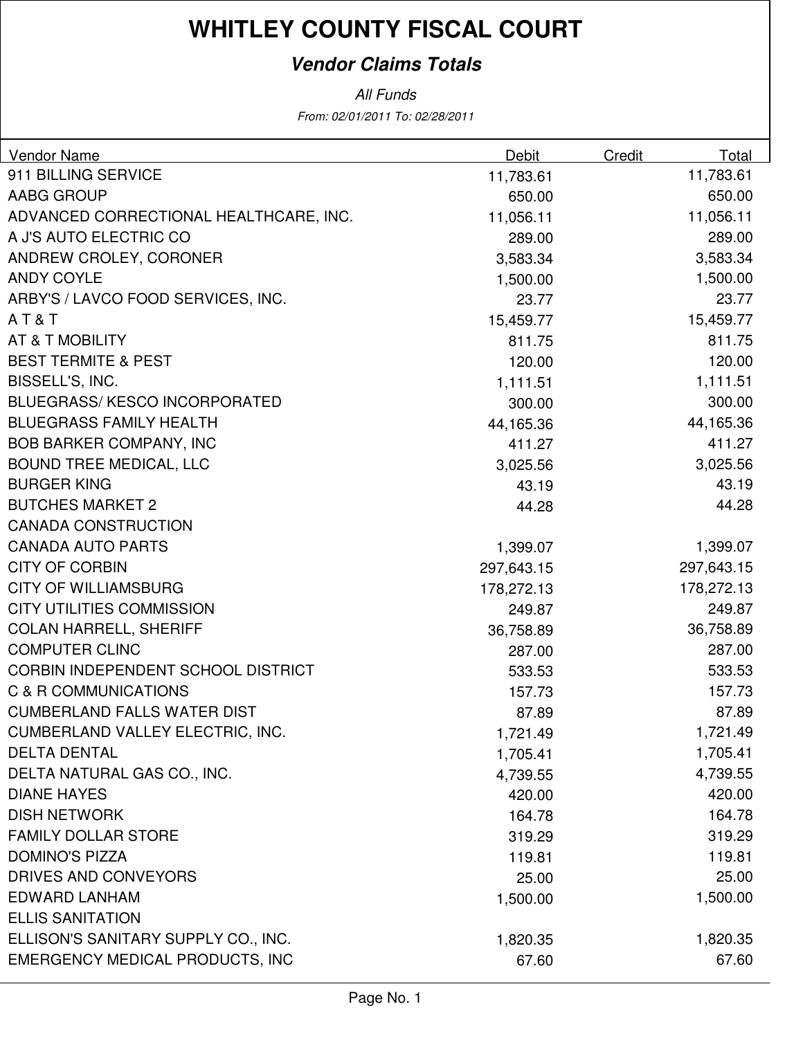# WHITLEY COUNTY FISCAL COURT

## *Vendor Claims Totals*

*All Funds*

*From: 02/01/2011 To: 02/28/2011*

| Vendor Name | Debit | Credit | Total |
|---|---|---|---|
| 911 BILLING SERVICE | 11,783.61 | | 11,783.61 |
| AABG GROUP | 650.00 | | 650.00 |
| ADVANCED CORRECTIONAL HEALTHCARE, INC. | 11,056.11 | | 11,056.11 |
| A J'S AUTO ELECTRIC CO | 289.00 | | 289.00 |
| ANDREW CROLEY, CORONER | 3,583.34 | | 3,583.34 |
| ANDY COYLE | 1,500.00 | | 1,500.00 |
| ARBY'S / LAVCO FOOD SERVICES, INC. | 23.77 | | 23.77 |
| A T & T | 15,459.77 | | 15,459.77 |
| AT & T MOBILITY | 811.75 | | 811.75 |
| BEST TERMITE & PEST | 120.00 | | 120.00 |
| BISSELL'S, INC. | 1,111.51 | | 1,111.51 |
| BLUEGRASS/ KESCO INCORPORATED | 300.00 | | 300.00 |
| BLUEGRASS FAMILY HEALTH | 44,165.36 | | 44,165.36 |
| BOB BARKER COMPANY, INC | 411.27 | | 411.27 |
| BOUND TREE MEDICAL, LLC | 3,025.56 | | 3,025.56 |
| BURGER KING | 43.19 | | 43.19 |
| BUTCHES MARKET 2 | 44.28 | | 44.28 |
| CANADA CONSTRUCTION | | | |
| CANADA AUTO PARTS | 1,399.07 | | 1,399.07 |
| CITY OF CORBIN | 297,643.15 | | 297,643.15 |
| CITY OF WILLIAMSBURG | 178,272.13 | | 178,272.13 |
| CITY UTILITIES COMMISSION | 249.87 | | 249.87 |
| COLAN HARRELL, SHERIFF | 36,758.89 | | 36,758.89 |
| COMPUTER CLINC | 287.00 | | 287.00 |
| CORBIN INDEPENDENT SCHOOL DISTRICT | 533.53 | | 533.53 |
| C & R COMMUNICATIONS | 157.73 | | 157.73 |
| CUMBERLAND FALLS WATER DIST | 87.89 | | 87.89 |
| CUMBERLAND VALLEY ELECTRIC, INC. | 1,721.49 | | 1,721.49 |
| DELTA DENTAL | 1,705.41 | | 1,705.41 |
| DELTA NATURAL GAS CO., INC. | 4,739.55 | | 4,739.55 |
| DIANE HAYES | 420.00 | | 420.00 |
| DISH NETWORK | 164.78 | | 164.78 |
| FAMILY DOLLAR STORE | 319.29 | | 319.29 |
| DOMINO'S PIZZA | 119.81 | | 119.81 |
| DRIVES AND CONVEYORS | 25.00 | | 25.00 |
| EDWARD LANHAM | 1,500.00 | | 1,500.00 |
| ELLIS SANITATION | | | |
| ELLISON'S SANITARY SUPPLY CO., INC. | 1,820.35 | | 1,820.35 |
| EMERGENCY MEDICAL PRODUCTS, INC | 67.60 | | 67.60 |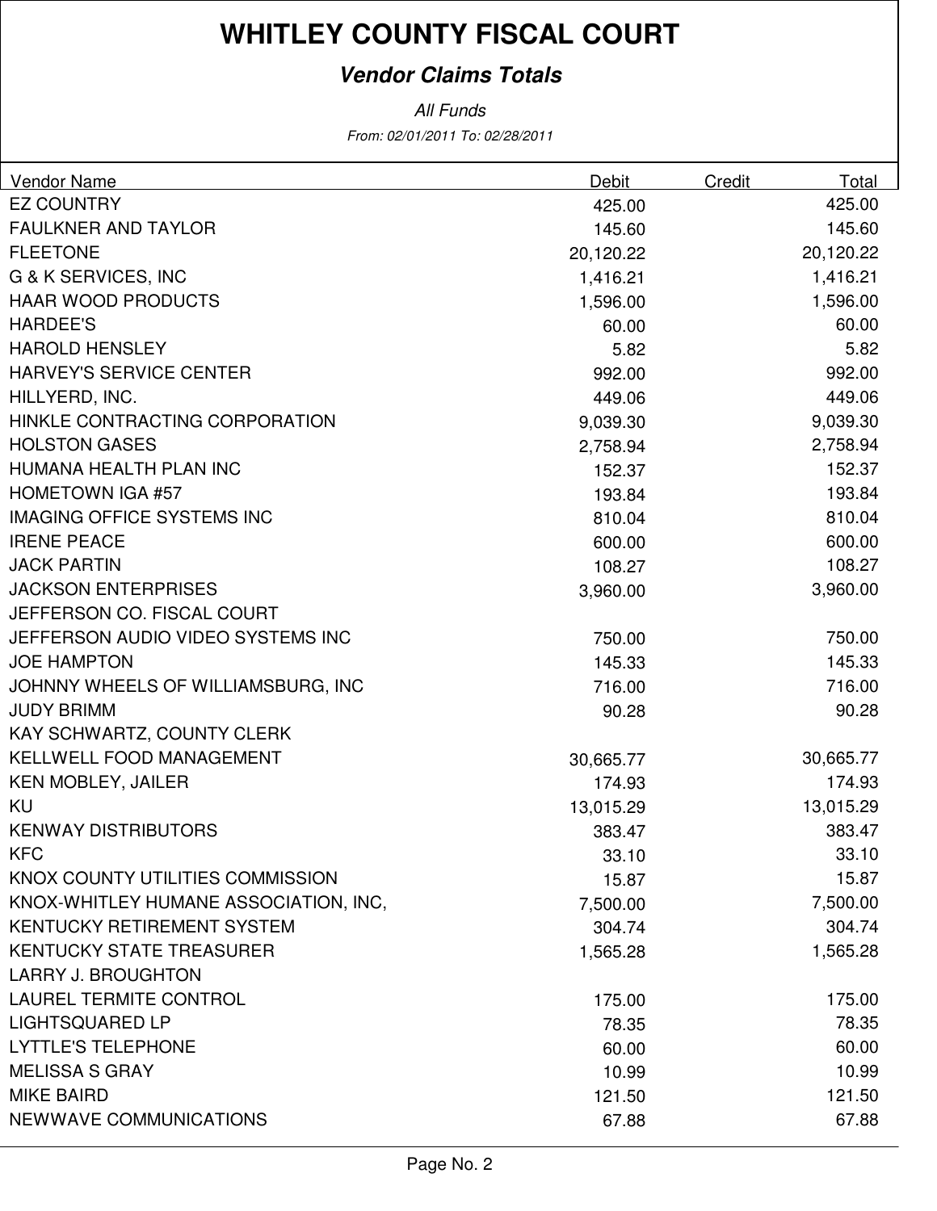# WHITLEY COUNTY FISCAL COURT

## *Vendor Claims Totals*

*All Funds*

*From: 02/01/2011 To: 02/28/2011*

| Vendor Name | Debit | Credit | Total |
|---|---|---|---|
| EZ COUNTRY | 425.00 | | 425.00 |
| FAULKNER AND TAYLOR | 145.60 | | 145.60 |
| FLEETONE | 20,120.22 | | 20,120.22 |
| G & K SERVICES, INC | 1,416.21 | | 1,416.21 |
| HAAR WOOD PRODUCTS | 1,596.00 | | 1,596.00 |
| HARDEE'S | 60.00 | | 60.00 |
| HAROLD HENSLEY | 5.82 | | 5.82 |
| HARVEY'S SERVICE CENTER | 992.00 | | 992.00 |
| HILLYERD, INC. | 449.06 | | 449.06 |
| HINKLE CONTRACTING CORPORATION | 9,039.30 | | 9,039.30 |
| HOLSTON GASES | 2,758.94 | | 2,758.94 |
| HUMANA HEALTH PLAN INC | 152.37 | | 152.37 |
| HOMETOWN IGA #57 | 193.84 | | 193.84 |
| IMAGING OFFICE SYSTEMS INC | 810.04 | | 810.04 |
| IRENE PEACE | 600.00 | | 600.00 |
| JACK PARTIN | 108.27 | | 108.27 |
| JACKSON ENTERPRISES | 3,960.00 | | 3,960.00 |
| JEFFERSON CO. FISCAL COURT | | | |
| JEFFERSON AUDIO VIDEO SYSTEMS INC | 750.00 | | 750.00 |
| JOE HAMPTON | 145.33 | | 145.33 |
| JOHNNY WHEELS OF WILLIAMSBURG, INC | 716.00 | | 716.00 |
| JUDY BRIMM | 90.28 | | 90.28 |
| KAY SCHWARTZ, COUNTY CLERK | | | |
| KELLWELL FOOD MANAGEMENT | 30,665.77 | | 30,665.77 |
| KEN MOBLEY, JAILER | 174.93 | | 174.93 |
| KU | 13,015.29 | | 13,015.29 |
| KENWAY DISTRIBUTORS | 383.47 | | 383.47 |
| KFC | 33.10 | | 33.10 |
| KNOX COUNTY UTILITIES COMMISSION | 15.87 | | 15.87 |
| KNOX-WHITLEY HUMANE ASSOCIATION, INC, | 7,500.00 | | 7,500.00 |
| KENTUCKY RETIREMENT SYSTEM | 304.74 | | 304.74 |
| KENTUCKY STATE TREASURER | 1,565.28 | | 1,565.28 |
| LARRY J. BROUGHTON | | | |
| LAUREL TERMITE CONTROL | 175.00 | | 175.00 |
| LIGHTSQUARED LP | 78.35 | | 78.35 |
| LYTTLE'S TELEPHONE | 60.00 | | 60.00 |
| MELISSA S GRAY | 10.99 | | 10.99 |
| MIKE BAIRD | 121.50 | | 121.50 |
| NEWWAVE COMMUNICATIONS | 67.88 | | 67.88 |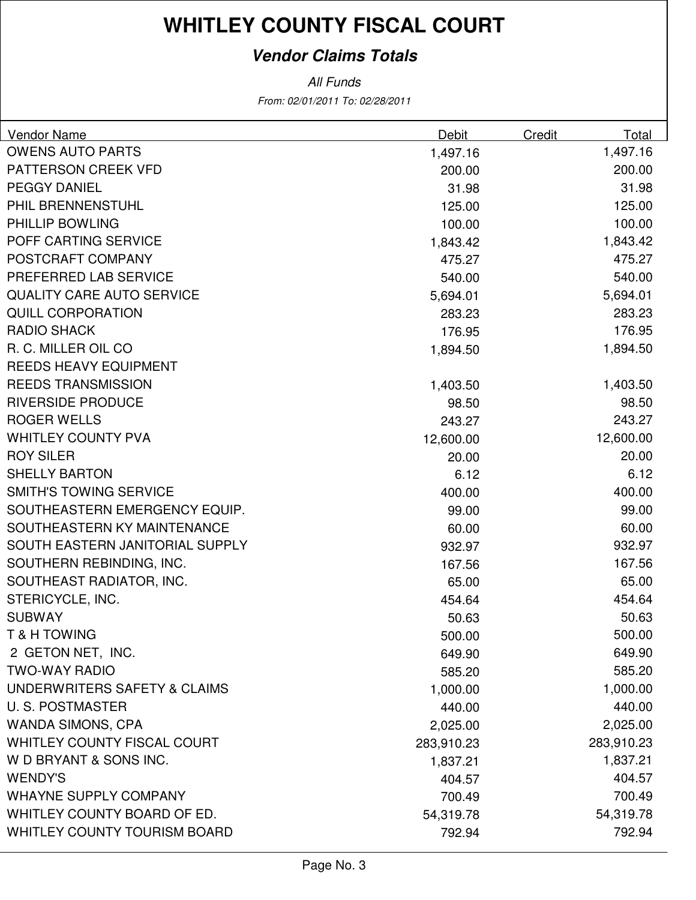# WHITLEY COUNTY FISCAL COURT

## *Vendor Claims Totals*

*All Funds*

*From: 02/01/2011 To: 02/28/2011*

| Vendor Name | Debit | Credit | Total |
|---|---|---|---|
| OWENS AUTO PARTS | 1,497.16 | | 1,497.16 |
| PATTERSON CREEK VFD | 200.00 | | 200.00 |
| PEGGY DANIEL | 31.98 | | 31.98 |
| PHIL BRENNENSTUHL | 125.00 | | 125.00 |
| PHILLIP BOWLING | 100.00 | | 100.00 |
| POFF CARTING SERVICE | 1,843.42 | | 1,843.42 |
| POSTCRAFT COMPANY | 475.27 | | 475.27 |
| PREFERRED LAB SERVICE | 540.00 | | 540.00 |
| QUALITY CARE AUTO SERVICE | 5,694.01 | | 5,694.01 |
| QUILL CORPORATION | 283.23 | | 283.23 |
| RADIO SHACK | 176.95 | | 176.95 |
| R. C. MILLER OIL CO | 1,894.50 | | 1,894.50 |
| REEDS HEAVY EQUIPMENT | | | |
| REEDS TRANSMISSION | 1,403.50 | | 1,403.50 |
| RIVERSIDE PRODUCE | 98.50 | | 98.50 |
| ROGER WELLS | 243.27 | | 243.27 |
| WHITLEY COUNTY PVA | 12,600.00 | | 12,600.00 |
| ROY SILER | 20.00 | | 20.00 |
| SHELLY BARTON | 6.12 | | 6.12 |
| SMITH'S TOWING SERVICE | 400.00 | | 400.00 |
| SOUTHEASTERN EMERGENCY EQUIP. | 99.00 | | 99.00 |
| SOUTHEASTERN KY MAINTENANCE | 60.00 | | 60.00 |
| SOUTH EASTERN JANITORIAL SUPPLY | 932.97 | | 932.97 |
| SOUTHERN REBINDING, INC. | 167.56 | | 167.56 |
| SOUTHEAST RADIATOR, INC. | 65.00 | | 65.00 |
| STERICYCLE, INC. | 454.64 | | 454.64 |
| SUBWAY | 50.63 | | 50.63 |
| T & H TOWING | 500.00 | | 500.00 |
| 2 GETON NET, INC. | 649.90 | | 649.90 |
| TWO-WAY RADIO | 585.20 | | 585.20 |
| UNDERWRITERS SAFETY & CLAIMS | 1,000.00 | | 1,000.00 |
| U. S. POSTMASTER | 440.00 | | 440.00 |
| WANDA SIMONS, CPA | 2,025.00 | | 2,025.00 |
| WHITLEY COUNTY FISCAL COURT | 283,910.23 | | 283,910.23 |
| W D BRYANT & SONS INC. | 1,837.21 | | 1,837.21 |
| WENDY'S | 404.57 | | 404.57 |
| WHAYNE SUPPLY COMPANY | 700.49 | | 700.49 |
| WHITLEY COUNTY BOARD OF ED. | 54,319.78 | | 54,319.78 |
| WHITLEY COUNTY TOURISM BOARD | 792.94 | | 792.94 |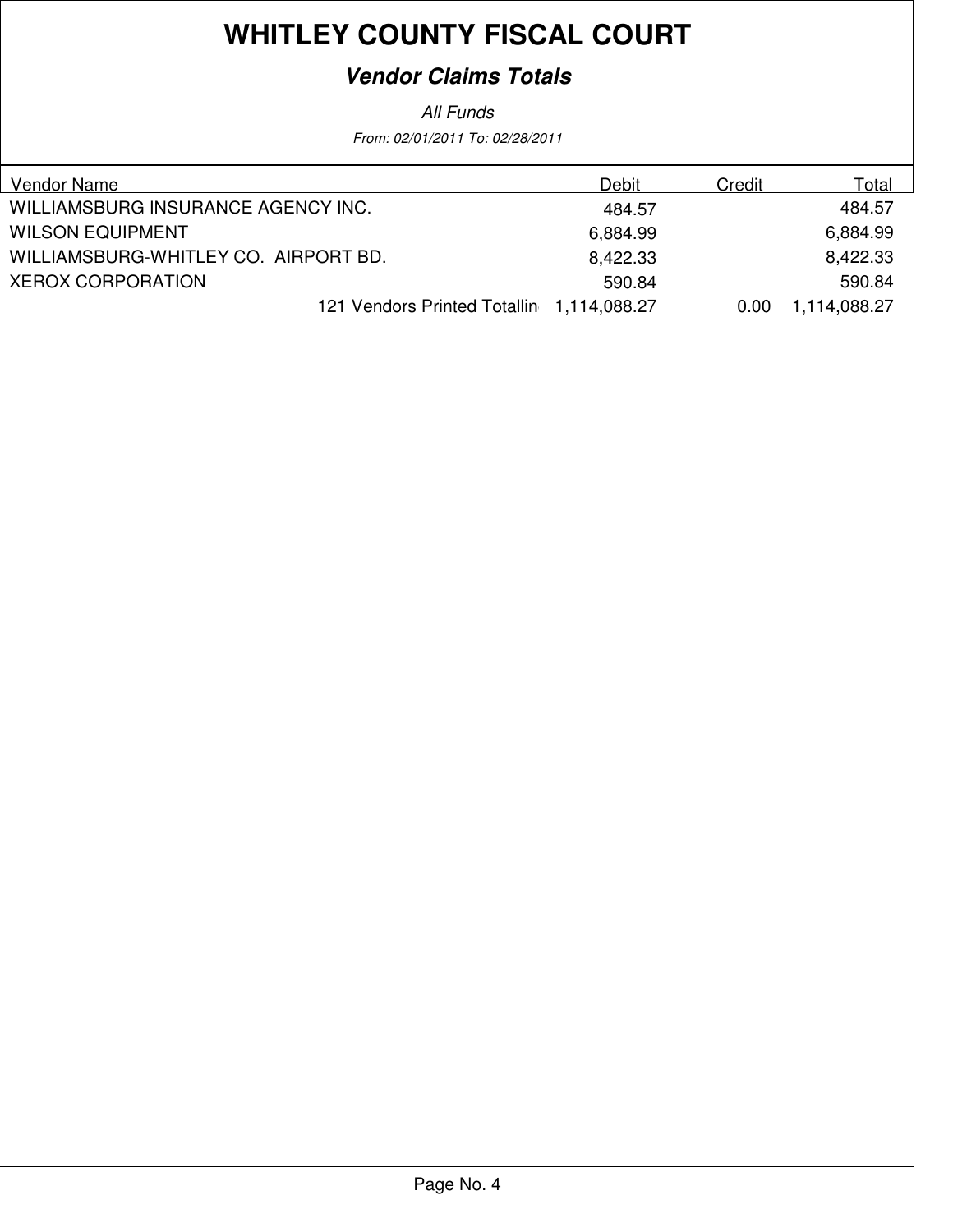# WHITLEY COUNTY FISCAL COURT

## *Vendor Claims Totals*

*All Funds*

*From: 02/01/2011 To: 02/28/2011*

| Vendor Name | Debit | Credit | Total |
|---|---|---|---|
| WILLIAMSBURG INSURANCE AGENCY INC. | 484.57 | | 484.57 |
| WILSON EQUIPMENT | 6,884.99 | | 6,884.99 |
| WILLIAMSBURG-WHITLEY CO. AIRPORT BD. | 8,422.33 | | 8,422.33 |
| XEROX CORPORATION | 590.84 | | 590.84 |
| 121 Vendors Printed Totallin | 1,114,088.27 | 0.00 | 1,114,088.27 |